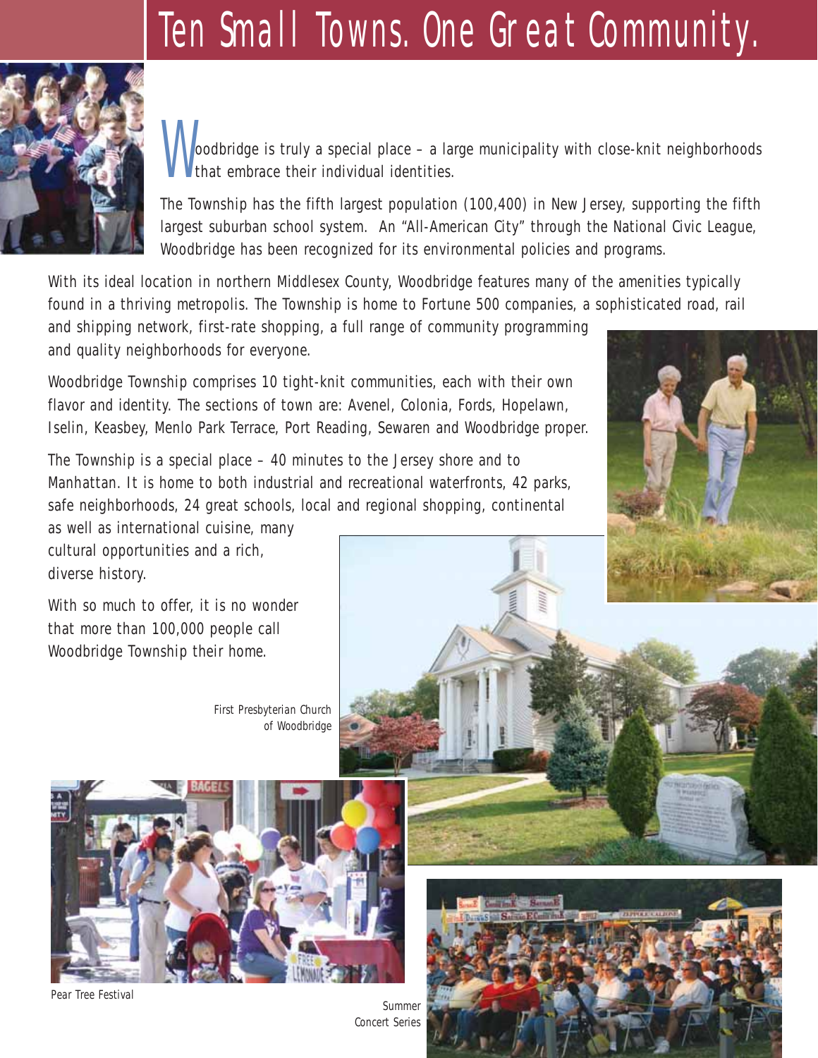# Ten Small Towns. One Great Community.

Woodbridge is truly a special place – a large municipality with close-knit neighborhoods that embrace their individual identities.

The Township has the fifth largest population (100,400) in New Jersey, supporting the fifth largest suburban school system. An "All-American City" through the National Civic League, Woodbridge has been recognized for its environmental policies and programs.

With its ideal location in northern Middlesex County, Woodbridge features many of the amenities typically found in a thriving metropolis. The Township is home to Fortune 500 companies, a sophisticated road, rail and shipping network, first-rate shopping, a full range of community programming and quality neighborhoods for everyone.

Woodbridge Township comprises 10 tight-knit communities, each with their own flavor and identity. The sections of town are: Avenel, Colonia, Fords, Hopelawn, Iselin, Keasbey, Menlo Park Terrace, Port Reading, Sewaren and Woodbridge proper.

The Township is a special place – 40 minutes to the Jersey shore and to Manhattan. It is home to both industrial and recreational waterfronts, 42 parks, safe neighborhoods, 24 great schools, local and regional shopping, continental as well as international cuisine, many cultural opportunities and a rich, diverse history.

With so much to offer, it is no wonder that more than 100,000 people call Woodbridge Township their home.

*First Presbyterian Church of Woodbridge*

*Pear Tree Festival*

Summer Concert Series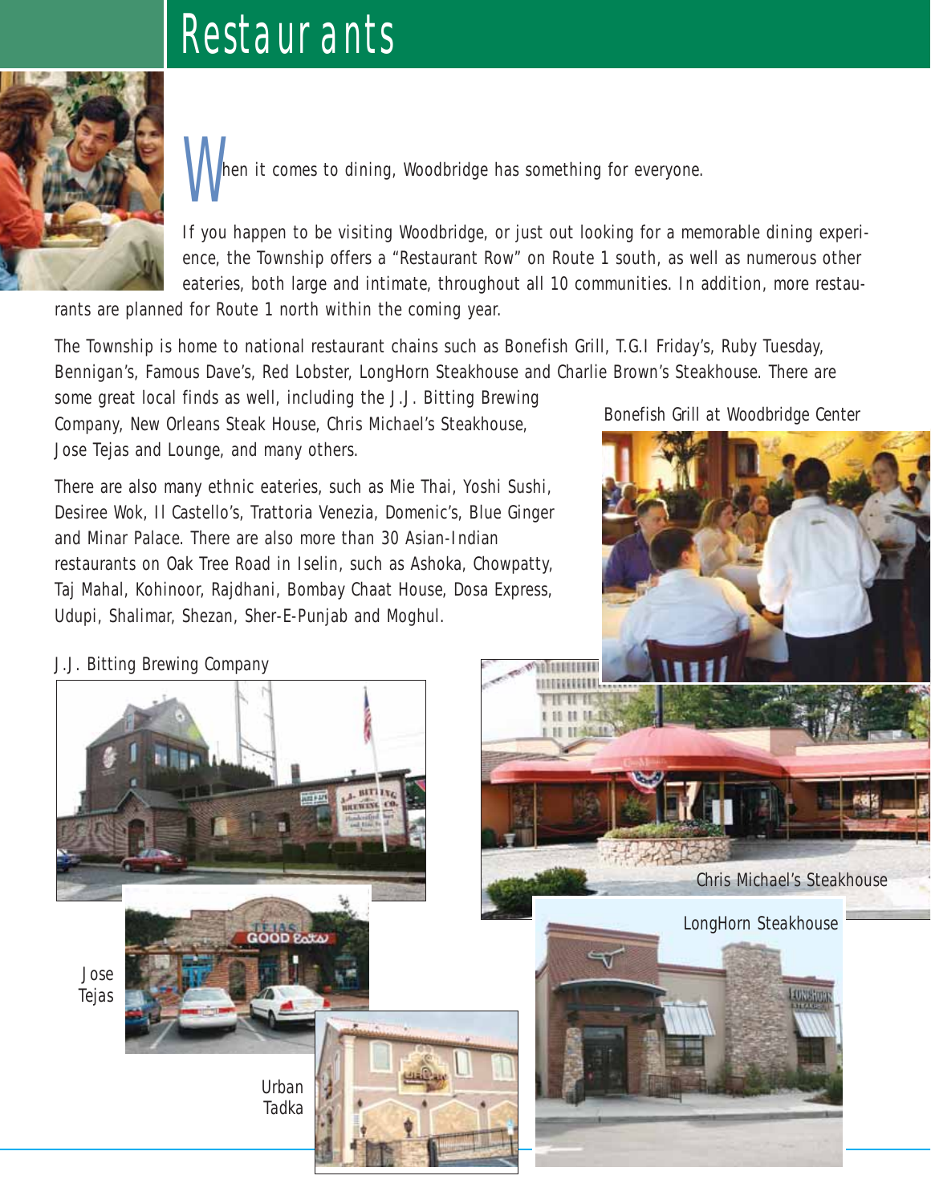# Restaurants

When it comes to dining, Woodbridge has something for everyone.

If you happen to be visiting Woodbridge, or just out looking for a memorable dining experience, the Township offers a "Restaurant Row" on Route 1 south, as well as numerous other eateries, both large and intimate, throughout all 10 communities. In addition, more restaurants are planned for Route 1 north within the coming year.

The Township is home to national restaurant chains such as Bonefish Grill, T.G.I Friday's, Ruby Tuesday, Bennigan's, Famous Dave's, Red Lobster, LongHorn Steakhouse and Charlie Brown's Steakhouse. There are some great local finds as well, including the J.J. Bitting Brewing Company, New Orleans Steak House, Chris Michael's Steakhouse, Jose Tejas and Lounge, and many others.

There are also many ethnic eateries, such as Mie Thai, Yoshi Sushi, Desiree Wok, Il Castello's, Trattoria Venezia, Domenic's, Blue Ginger and Minar Palace. There are also more than 30 Asian-Indian restaurants on Oak Tree Road in Iselin, such as Ashoka, Chowpatty, Taj Mahal, Kohinoor, Rajdhani, Bombay Chaat House, Dosa Express, Udupi, Shalimar, Shezan, Sher-E-Punjab and Moghul.

Bonefish Grill at Woodbridge Center

J.J. Bitting Brewing Company

Chris Michael's Steakhouse

LongHorn Steakhouse

Jose Tejas

Urban Tadka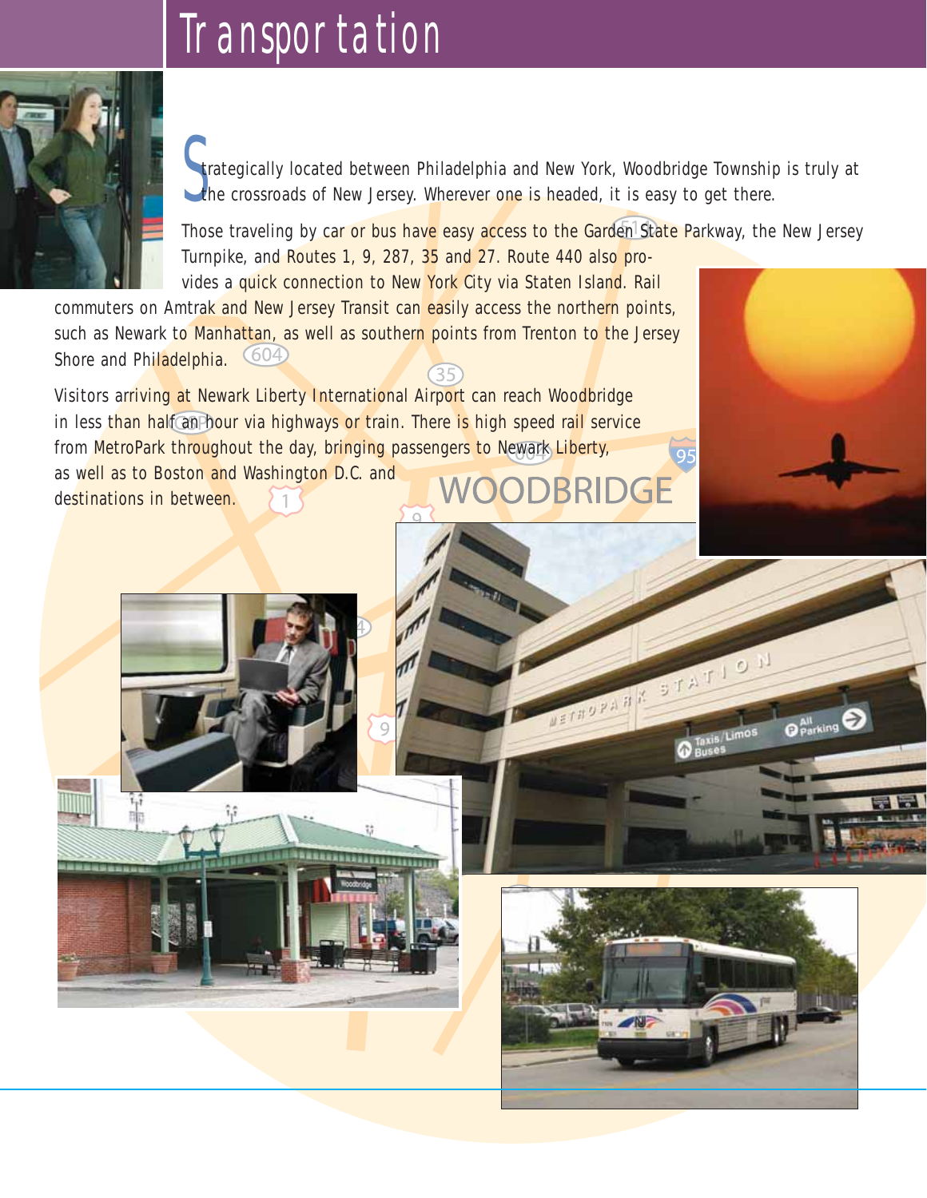# Transportation

Strategically located between Philadelphia and New York, Woodbridge Township is truly at the crossroads of New Jersey. Wherever one is headed, it is easy to get there.

Those traveling by car or bus have easy access to the Garden State Parkway, the New Jersey Turnpike, and Routes 1, 9, 287, 35 and 27. Route 440 also provides a quick connection to New York City via Staten Island. Rail commuters on Amtrak and New Jersey Transit can easily access the northern points, such as Newark to Manhattan, as well as southern points from Trenton to the Jersey Shore and Philadelphia.

Visitors arriving at Newark Liberty International Airport can reach Woodbridge in less than half an hour via highways or train. There is high speed rail service from MetroPark throughout the day, bringing passengers to Newark Liberty, as well as to Boston and Washington D.C. and destinations in between.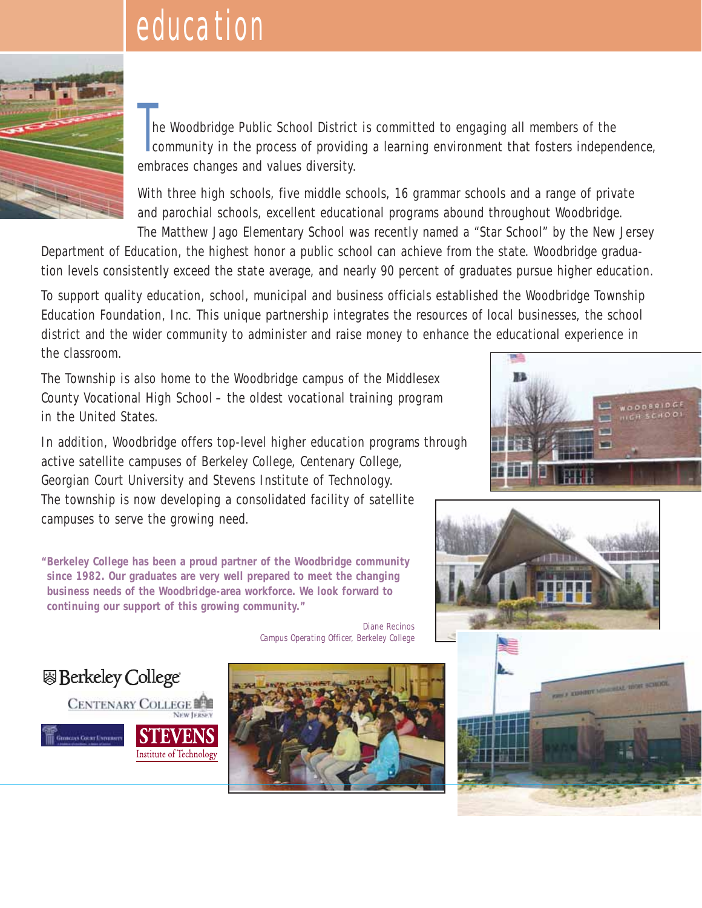# education

The Woodbridge Public School District is committed to engaging all members of the community in the process of providing a learning environment that fosters independence, embraces changes and values diversity.

With three high schools, five middle schools, 16 grammar schools and a range of private and parochial schools, excellent educational programs abound throughout Woodbridge. The Matthew Jago Elementary School was recently named a "Star School" by the New Jersey Department of Education, the highest honor a public school can achieve from the state. Woodbridge graduation levels consistently exceed the state average, and nearly 90 percent of graduates pursue higher education.

To support quality education, school, municipal and business officials established the Woodbridge Township Education Foundation, Inc. This unique partnership integrates the resources of local businesses, the school district and the wider community to administer and raise money to enhance the educational experience in the classroom.

The Township is also home to the Woodbridge campus of the Middlesex County Vocational High School – the oldest vocational training program in the United States.

In addition, Woodbridge offers top-level higher education programs through active satellite campuses of Berkeley College, Centenary College, Georgian Court University and Stevens Institute of Technology. The township is now developing a consolidated facility of satellite campuses to serve the growing need.

**"Berkeley College has been a proud partner of the Woodbridge community since 1982. Our graduates are very well prepared to meet the changing business needs of the Woodbridge-area workforce. We look forward to continuing our support of this growing community."**

Diane Recinos
*Campus Operating Officer, Berkeley College*

Berkeley College

Centenary College New Jersey

Georgian Court University

Stevens Institute of Technology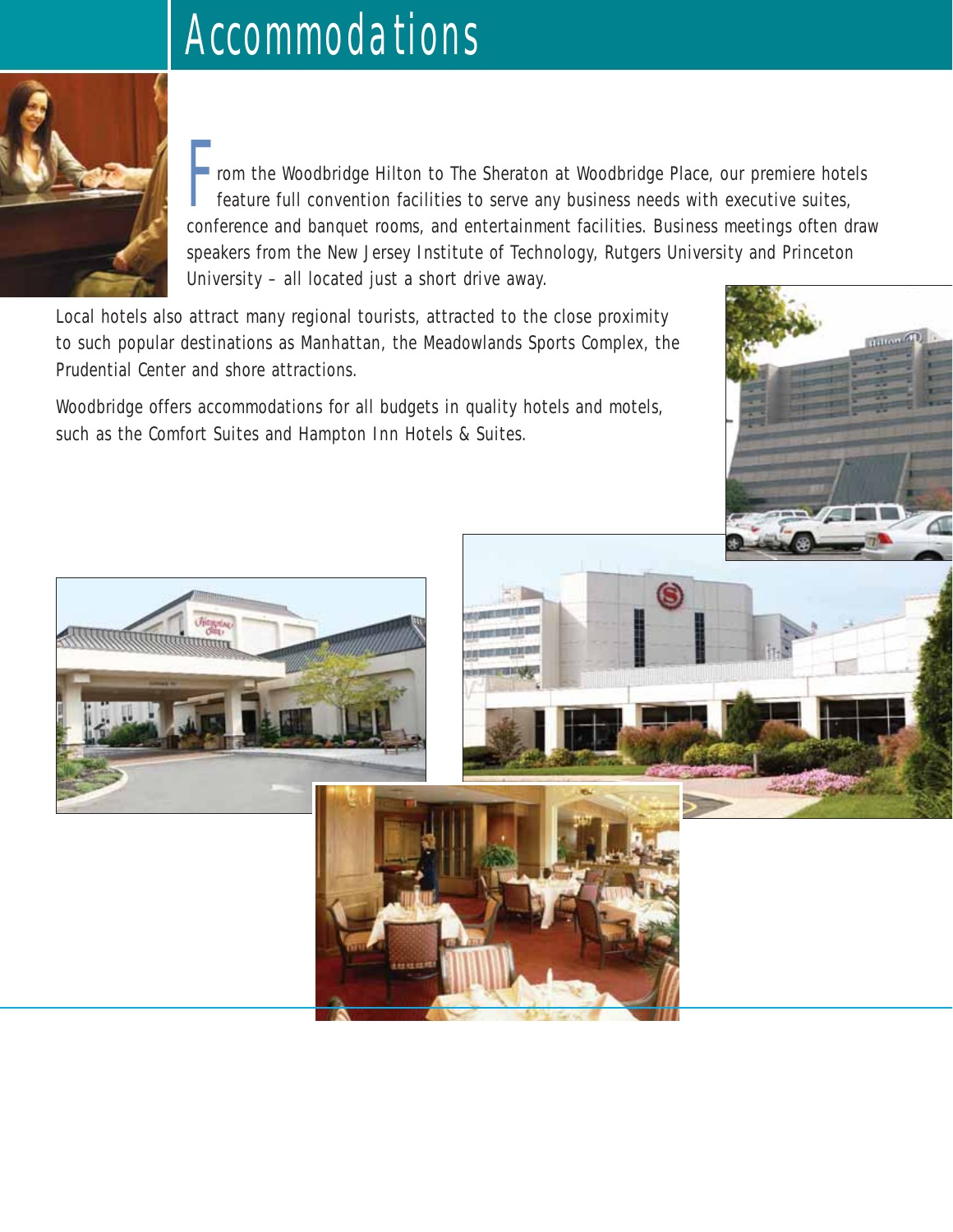# Accommodations

From the Woodbridge Hilton to The Sheraton at Woodbridge Place, our premiere hotels feature full convention facilities to serve any business needs with executive suites, conference and banquet rooms, and entertainment facilities. Business meetings often draw speakers from the New Jersey Institute of Technology, Rutgers University and Princeton University – all located just a short drive away.

Local hotels also attract many regional tourists, attracted to the close proximity to such popular destinations as Manhattan, the Meadowlands Sports Complex, the Prudential Center and shore attractions.

Woodbridge offers accommodations for all budgets in quality hotels and motels, such as the Comfort Suites and Hampton Inn Hotels & Suites.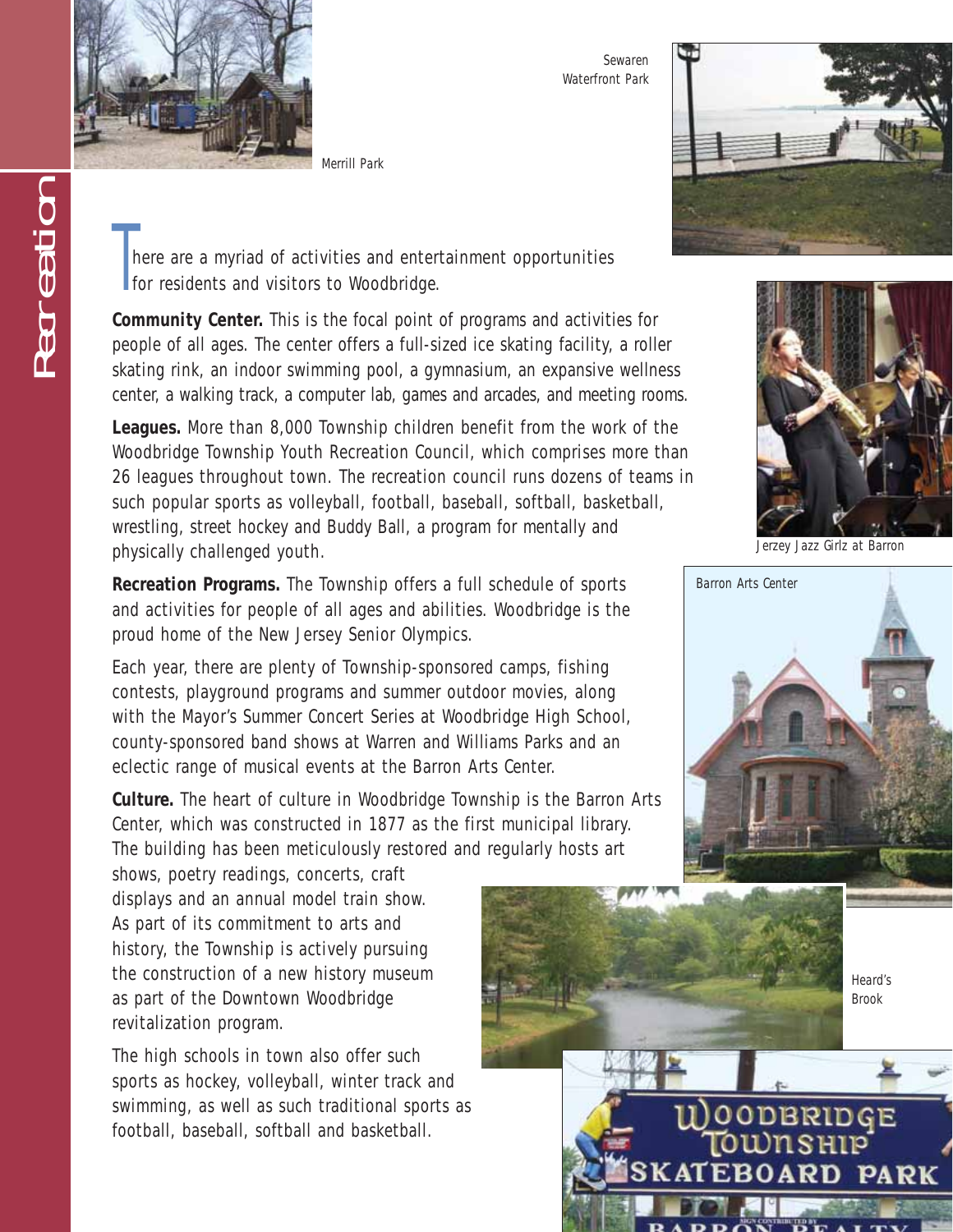# Recreation

Merrill Park

Sewaren Waterfront Park

There are a myriad of activities and entertainment opportunities for residents and visitors to Woodbridge.

**Community Center.** This is the focal point of programs and activities for people of all ages. The center offers a full-sized ice skating facility, a roller skating rink, an indoor swimming pool, a gymnasium, an expansive wellness center, a walking track, a computer lab, games and arcades, and meeting rooms.

**Leagues.** More than 8,000 Township children benefit from the work of the Woodbridge Township Youth Recreation Council, which comprises more than 26 leagues throughout town. The recreation council runs dozens of teams in such popular sports as volleyball, football, baseball, softball, basketball, wrestling, street hockey and Buddy Ball, a program for mentally and physically challenged youth.

**Recreation Programs.** The Township offers a full schedule of sports and activities for people of all ages and abilities. Woodbridge is the proud home of the New Jersey Senior Olympics.

Each year, there are plenty of Township-sponsored camps, fishing contests, playground programs and summer outdoor movies, along with the Mayor's Summer Concert Series at Woodbridge High School, county-sponsored band shows at Warren and Williams Parks and an eclectic range of musical events at the Barron Arts Center.

**Culture.** The heart of culture in Woodbridge Township is the Barron Arts Center, which was constructed in 1877 as the first municipal library. The building has been meticulously restored and regularly hosts art shows, poetry readings, concerts, craft displays and an annual model train show. As part of its commitment to arts and history, the Township is actively pursuing the construction of a new history museum as part of the Downtown Woodbridge revitalization program.

The high schools in town also offer such sports as hockey, volleyball, winter track and swimming, as well as such traditional sports as football, baseball, softball and basketball.

Jerzey Jazz Girlz at Barron

Barron Arts Center

Heard's Brook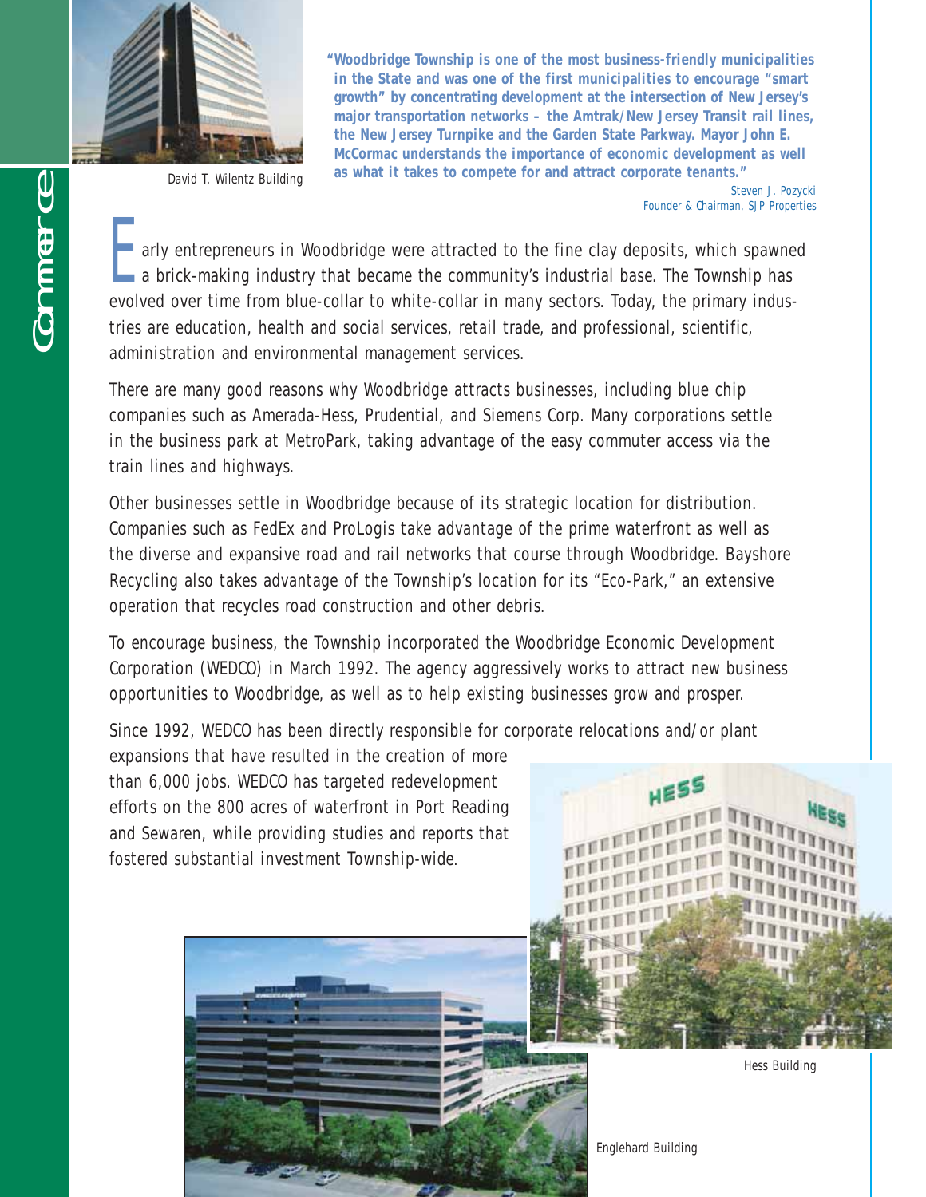# Commerce

David T. Wilentz Building

**"Woodbridge Township is one of the most business-friendly municipalities in the State and was one of the first municipalities to encourage "smart growth" by concentrating development at the intersection of New Jersey's major transportation networks – the Amtrak/New Jersey Transit rail lines, the New Jersey Turnpike and the Garden State Parkway. Mayor John E. McCormac understands the importance of economic development as well as what it takes to compete for and attract corporate tenants."**

*Steven J. Pozycki*
*Founder & Chairman, SJP Properties*

Early entrepreneurs in Woodbridge were attracted to the fine clay deposits, which spawned a brick-making industry that became the community's industrial base. The Township has evolved over time from blue-collar to white-collar in many sectors. Today, the primary industries are education, health and social services, retail trade, and professional, scientific, administration and environmental management services.

There are many good reasons why Woodbridge attracts businesses, including blue chip companies such as Amerada-Hess, Prudential, and Siemens Corp. Many corporations settle in the business park at MetroPark, taking advantage of the easy commuter access via the train lines and highways.

Other businesses settle in Woodbridge because of its strategic location for distribution. Companies such as FedEx and ProLogis take advantage of the prime waterfront as well as the diverse and expansive road and rail networks that course through Woodbridge. Bayshore Recycling also takes advantage of the Township's location for its "Eco-Park," an extensive operation that recycles road construction and other debris.

To encourage business, the Township incorporated the Woodbridge Economic Development Corporation (WEDCO) in March 1992. The agency aggressively works to attract new business opportunities to Woodbridge, as well as to help existing businesses grow and prosper.

Since 1992, WEDCO has been directly responsible for corporate relocations and/or plant expansions that have resulted in the creation of more than 6,000 jobs. WEDCO has targeted redevelopment efforts on the 800 acres of waterfront in Port Reading and Sewaren, while providing studies and reports that fostered substantial investment Township-wide.

Hess Building

Englehard Building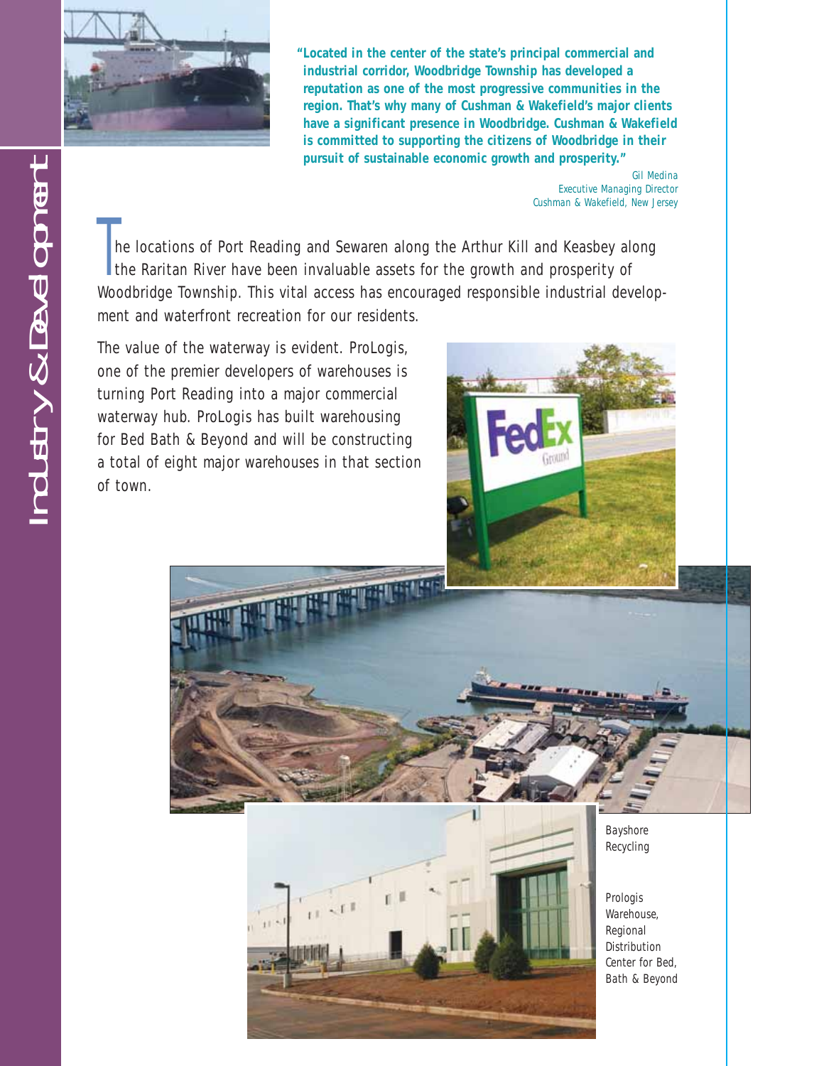# Industry & Development

> **"Located in the center of the state's principal commercial and industrial corridor, Woodbridge Township has developed a reputation as one of the most progressive communities in the region. That's why many of Cushman & Wakefield's major clients have a significant presence in Woodbridge. Cushman & Wakefield is committed to supporting the citizens of Woodbridge in their pursuit of sustainable economic growth and prosperity."**
>
> *Gil Medina*
> *Executive Managing Director*
> *Cushman & Wakefield, New Jersey*

The locations of Port Reading and Sewaren along the Arthur Kill and Keasbey along the Raritan River have been invaluable assets for the growth and prosperity of Woodbridge Township. This vital access has encouraged responsible industrial development and waterfront recreation for our residents.

The value of the waterway is evident. ProLogis, one of the premier developers of warehouses is turning Port Reading into a major commercial waterway hub. ProLogis has built warehousing for Bed Bath & Beyond and will be constructing a total of eight major warehouses in that section of town.

Bayshore Recycling

Prologis Warehouse, Regional Distribution Center for Bed, Bath & Beyond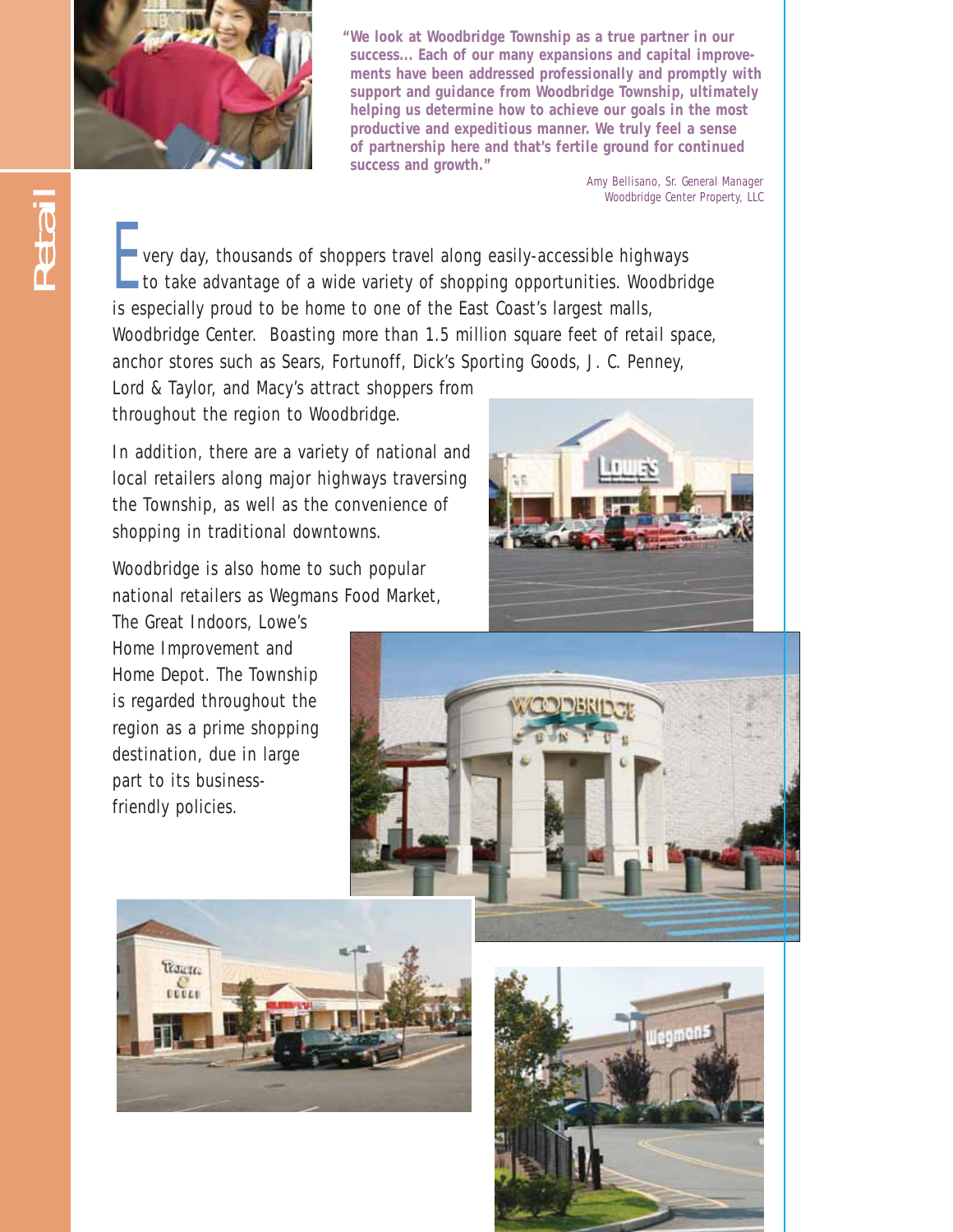# Retail

**"We look at Woodbridge Township as a true partner in our success... Each of our many expansions and capital improvements have been addressed professionally and promptly with support and guidance from Woodbridge Township, ultimately helping us determine how to achieve our goals in the most productive and expeditious manner. We truly feel a sense of partnership here and that's fertile ground for continued success and growth."**

*Amy Bellisano, Sr. General Manager*
*Woodbridge Center Property, LLC*

Every day, thousands of shoppers travel along easily-accessible highways to take advantage of a wide variety of shopping opportunities. Woodbridge is especially proud to be home to one of the East Coast's largest malls, Woodbridge Center. Boasting more than 1.5 million square feet of retail space, anchor stores such as Sears, Fortunoff, Dick's Sporting Goods, J. C. Penney, Lord & Taylor, and Macy's attract shoppers from throughout the region to Woodbridge.

In addition, there are a variety of national and local retailers along major highways traversing the Township, as well as the convenience of shopping in traditional downtowns.

Woodbridge is also home to such popular national retailers as Wegmans Food Market, The Great Indoors, Lowe's Home Improvement and Home Depot. The Township is regarded throughout the region as a prime shopping destination, due in large part to its business-friendly policies.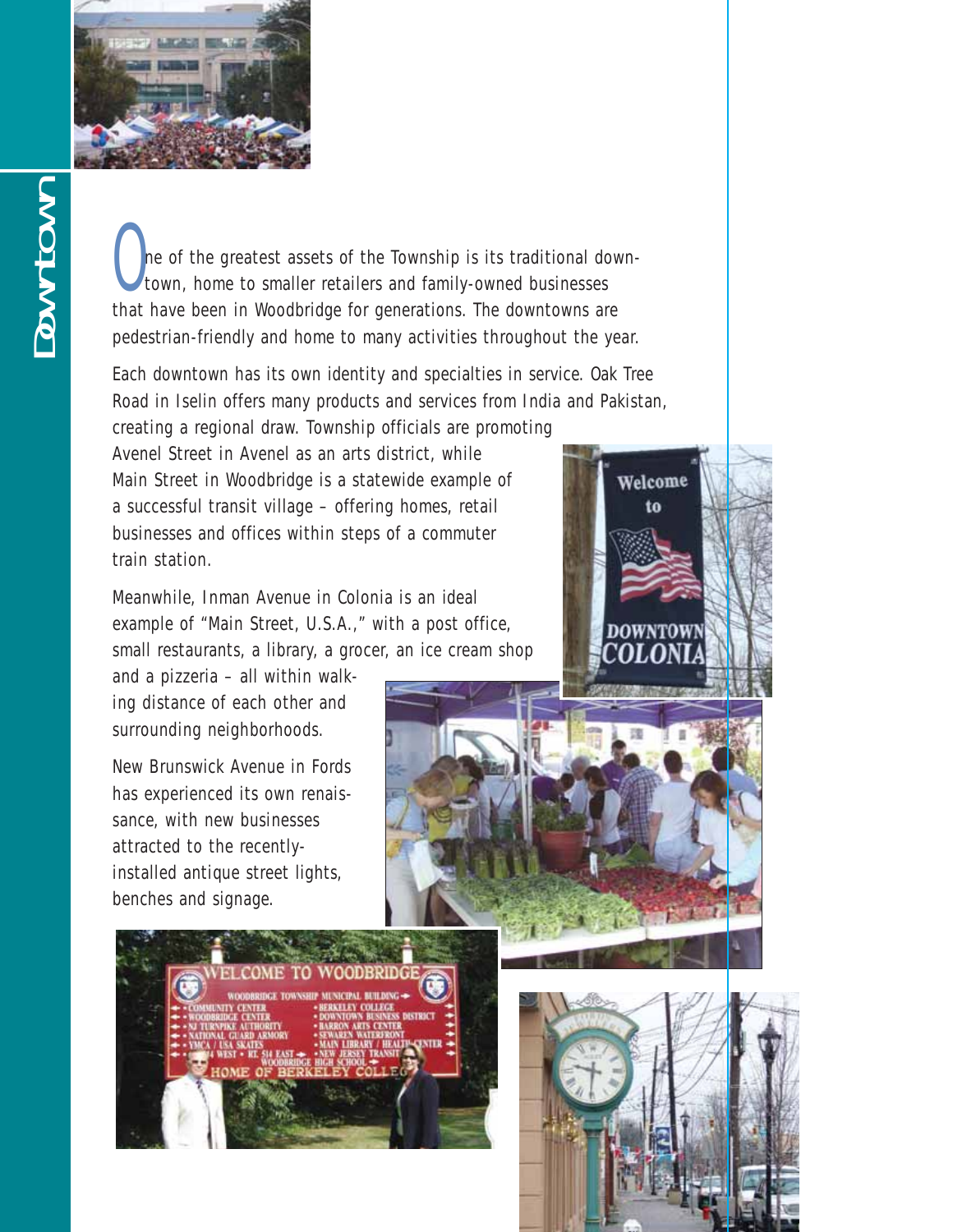# Downtown

One of the greatest assets of the Township is its traditional downtown, home to smaller retailers and family-owned businesses that have been in Woodbridge for generations. The downtowns are pedestrian-friendly and home to many activities throughout the year.

Each downtown has its own identity and specialties in service. Oak Tree Road in Iselin offers many products and services from India and Pakistan, creating a regional draw. Township officials are promoting Avenel Street in Avenel as an arts district, while Main Street in Woodbridge is a statewide example of a successful transit village – offering homes, retail businesses and offices within steps of a commuter train station.

Meanwhile, Inman Avenue in Colonia is an ideal example of "Main Street, U.S.A.," with a post office, small restaurants, a library, a grocer, an ice cream shop and a pizzeria – all within walking distance of each other and surrounding neighborhoods.

New Brunswick Avenue in Fords has experienced its own renaissance, with new businesses attracted to the recently-installed antique street lights, benches and signage.